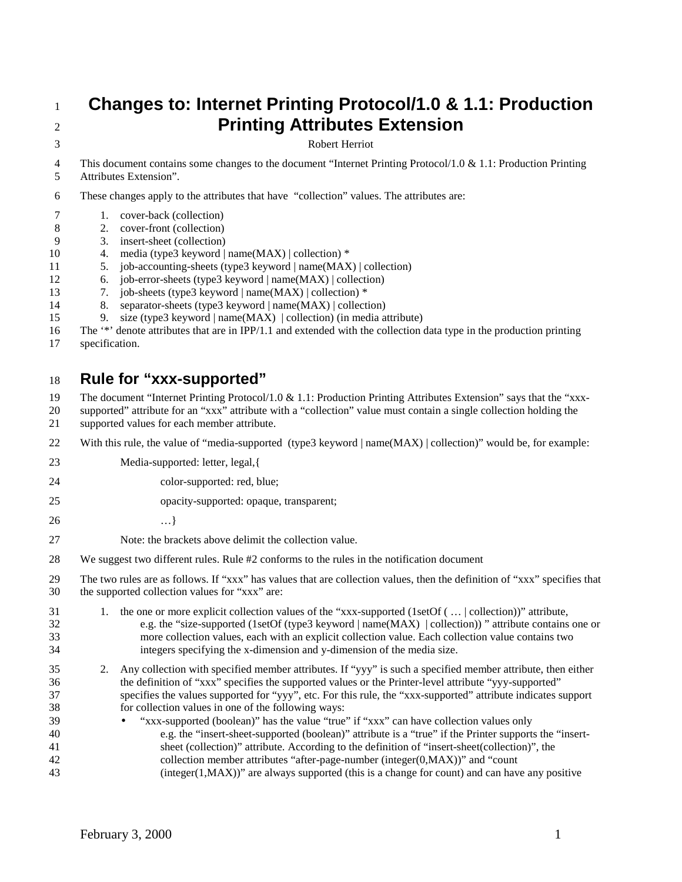# Changes to: Internet Printing Protocol/1.0 & 1.1: Production Printing Attributes Extension

Robert Herriot

This document contains some changes to the document "Internet Printing Protocol/1.0 & 1.1: Production Printing Attributes Extension".

These changes apply to the attributes that have "collection" values. The attributes are:

1. cover-back (collection)
2. cover-front (collection)
3. insert-sheet (collection)
4. media (type3 keyword | name(MAX) | collection) *
5. job-accounting-sheets (type3 keyword | name(MAX) | collection)
6. job-error-sheets (type3 keyword | name(MAX) | collection)
7. job-sheets (type3 keyword | name(MAX) | collection) *
8. separator-sheets (type3 keyword | name(MAX) | collection)
9. size (type3 keyword | name(MAX) | collection) (in media attribute)

The '*' denote attributes that are in IPP/1.1 and extended with the collection data type in the production printing specification.

## Rule for "xxx-supported"

The document "Internet Printing Protocol/1.0 & 1.1: Production Printing Attributes Extension" says that the "xxx-supported" attribute for an "xxx" attribute with a "collection" value must contain a single collection holding the supported values for each member attribute.

With this rule, the value of "media-supported (type3 keyword | name(MAX) | collection)" would be, for example:

Media-supported: letter, legal,{

color-supported: red, blue;

opacity-supported: opaque, transparent;

…}

Note: the brackets above delimit the collection value.

We suggest two different rules. Rule #2 conforms to the rules in the notification document

The two rules are as follows. If "xxx" has values that are collection values, then the definition of "xxx" specifies that the supported collection values for "xxx" are:

1. the one or more explicit collection values of the "xxx-supported (1setOf ( … | collection))" attribute, e.g. the "size-supported (1setOf (type3 keyword | name(MAX) | collection)) " attribute contains one or more collection values, each with an explicit collection value. Each collection value contains two integers specifying the x-dimension and y-dimension of the media size.

2. Any collection with specified member attributes. If "yyy" is such a specified member attribute, then either the definition of "xxx" specifies the supported values or the Printer-level attribute "yyy-supported" specifies the values supported for "yyy", etc. For this rule, the "xxx-supported" attribute indicates support for collection values in one of the following ways:
   - "xxx-supported (boolean)" has the value "true" if "xxx" can have collection values only e.g. the "insert-sheet-supported (boolean)" attribute is a "true" if the Printer supports the "insert-sheet (collection)" attribute. According to the definition of "insert-sheet(collection)", the collection member attributes "after-page-number (integer(0,MAX))" and "count (integer(1,MAX))" are always supported (this is a change for count) and can have any positive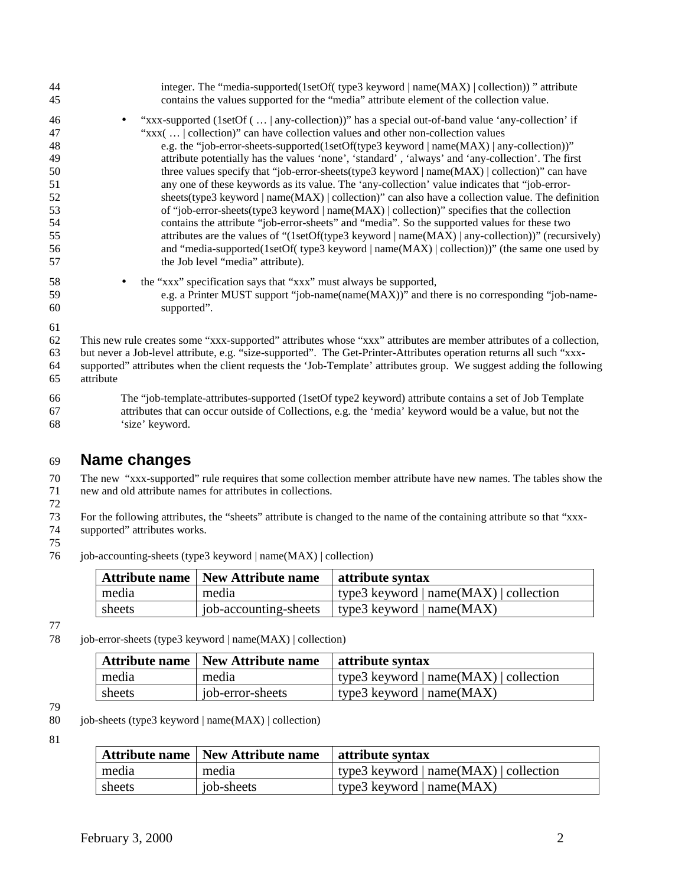integer. The "media-supported(1setOf( type3 keyword | name(MAX) | collection)) " attribute contains the values supported for the "media" attribute element of the collection value.

- "xxx-supported (1setOf ( … | any-collection))" has a special out-of-band value 'any-collection' if "xxx( … | collection)" can have collection values and other non-collection values
  e.g. the "job-error-sheets-supported(1setOf(type3 keyword | name(MAX) | any-collection))" attribute potentially has the values 'none', 'standard' , 'always' and 'any-collection'. The first three values specify that "job-error-sheets(type3 keyword | name(MAX) | collection)" can have any one of these keywords as its value. The 'any-collection' value indicates that "job-error-sheets(type3 keyword | name(MAX) | collection)" can also have a collection value. The definition of "job-error-sheets(type3 keyword | name(MAX) | collection)" specifies that the collection contains the attribute "job-error-sheets" and "media". So the supported values for these two attributes are the values of "(1setOf(type3 keyword | name(MAX) | any-collection))" (recursively) and "media-supported(1setOf( type3 keyword | name(MAX) | collection))" (the same one used by the Job level "media" attribute).

- the "xxx" specification says that "xxx" must always be supported,
  e.g. a Printer MUST support "job-name(name(MAX))" and there is no corresponding "job-name-supported".

This new rule creates some "xxx-supported" attributes whose "xxx" attributes are member attributes of a collection, but never a Job-level attribute, e.g. "size-supported". The Get-Printer-Attributes operation returns all such "xxx-supported" attributes when the client requests the 'Job-Template' attributes group. We suggest adding the following attribute

> The "job-template-attributes-supported (1setOf type2 keyword) attribute contains a set of Job Template attributes that can occur outside of Collections, e.g. the 'media' keyword would be a value, but not the 'size' keyword.

## Name changes

The new "xxx-supported" rule requires that some collection member attribute have new names. The tables show the new and old attribute names for attributes in collections.

For the following attributes, the "sheets" attribute is changed to the name of the containing attribute so that "xxx-supported" attributes works.

job-accounting-sheets (type3 keyword | name(MAX) | collection)

| Attribute name | New Attribute name | attribute syntax |
|---|---|---|
| media | media | type3 keyword \| name(MAX) \| collection |
| sheets | job-accounting-sheets | type3 keyword \| name(MAX) |

job-error-sheets (type3 keyword | name(MAX) | collection)

| Attribute name | New Attribute name | attribute syntax |
|---|---|---|
| media | media | type3 keyword \| name(MAX) \| collection |
| sheets | job-error-sheets | type3 keyword \| name(MAX) |

job-sheets (type3 keyword | name(MAX) | collection)

| Attribute name | New Attribute name | attribute syntax |
|---|---|---|
| media | media | type3 keyword \| name(MAX) \| collection |
| sheets | job-sheets | type3 keyword \| name(MAX) |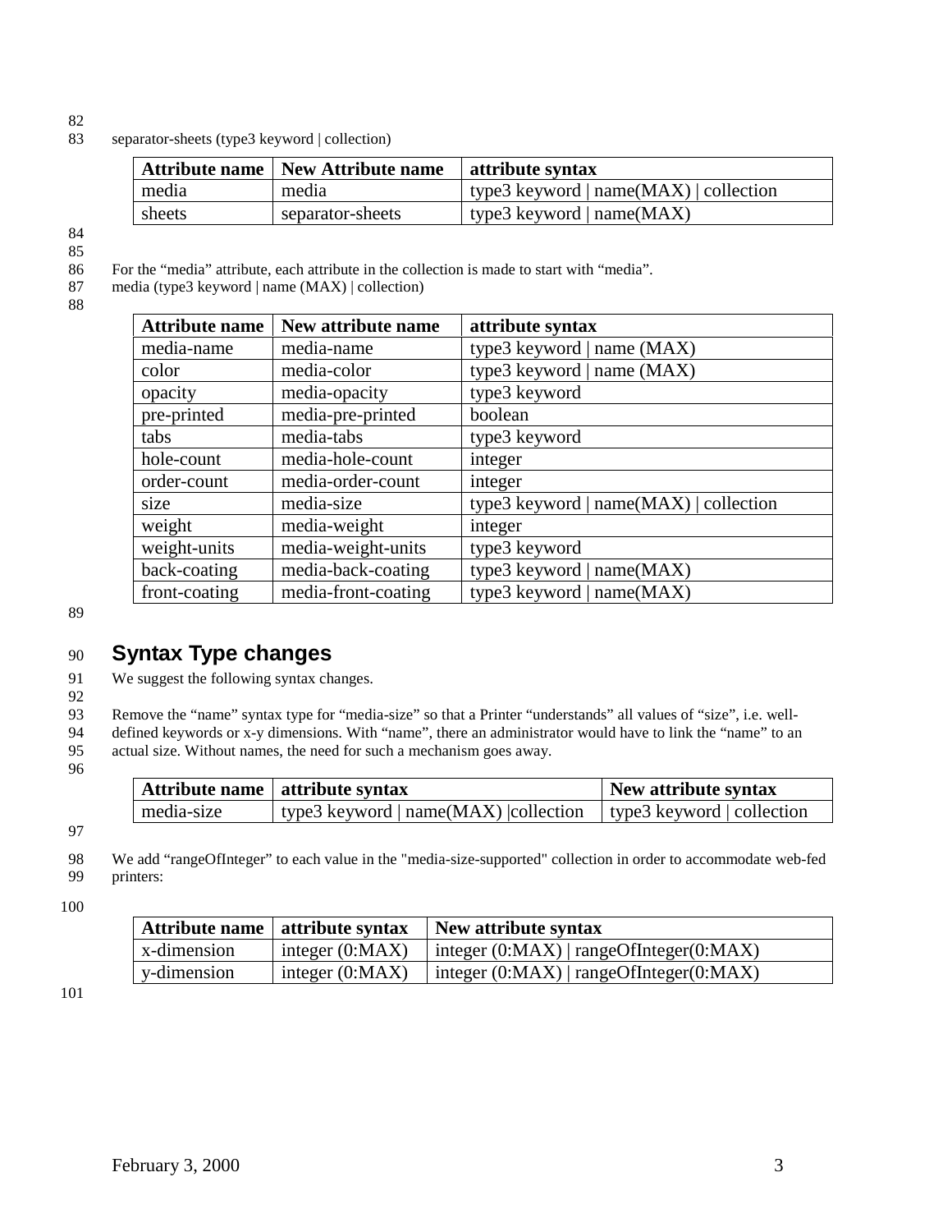separator-sheets (type3 keyword | collection)

| Attribute name | New Attribute name | attribute syntax |
|---|---|---|
| media | media | type3 keyword \| name(MAX) \| collection |
| sheets | separator-sheets | type3 keyword \| name(MAX) |

For the "media" attribute, each attribute in the collection is made to start with "media".
media (type3 keyword | name (MAX) | collection)

| Attribute name | New attribute name | attribute syntax |
|---|---|---|
| media-name | media-name | type3 keyword \| name (MAX) |
| color | media-color | type3 keyword \| name (MAX) |
| opacity | media-opacity | type3 keyword |
| pre-printed | media-pre-printed | boolean |
| tabs | media-tabs | type3 keyword |
| hole-count | media-hole-count | integer |
| order-count | media-order-count | integer |
| size | media-size | type3 keyword \| name(MAX) \| collection |
| weight | media-weight | integer |
| weight-units | media-weight-units | type3 keyword |
| back-coating | media-back-coating | type3 keyword \| name(MAX) |
| front-coating | media-front-coating | type3 keyword \| name(MAX) |

## Syntax Type changes

We suggest the following syntax changes.

Remove the "name" syntax type for "media-size" so that a Printer "understands" all values of "size", i.e. well-defined keywords or x-y dimensions. With "name", there an administrator would have to link the "name" to an actual size. Without names, the need for such a mechanism goes away.

| Attribute name | attribute syntax | New attribute syntax |
|---|---|---|
| media-size | type3 keyword \| name(MAX) \|collection | type3 keyword \| collection |

We add "rangeOfInteger" to each value in the "media-size-supported" collection in order to accommodate web-fed printers:

| Attribute name | attribute syntax | New attribute syntax |
|---|---|---|
| x-dimension | integer (0:MAX) | integer (0:MAX) \| rangeOfInteger(0:MAX) |
| y-dimension | integer (0:MAX) | integer (0:MAX) \| rangeOfInteger(0:MAX) |